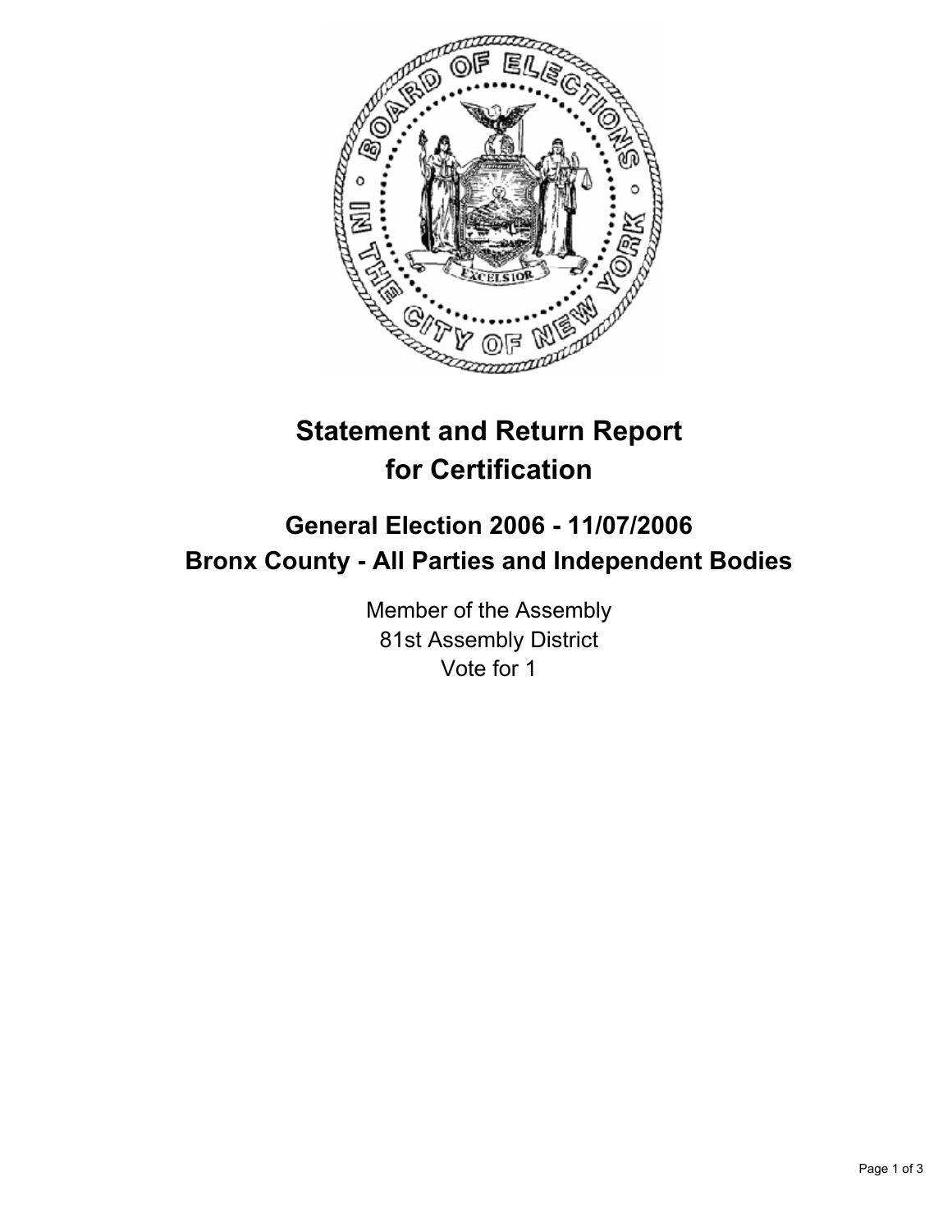# Statement and Return Report for Certification

## General Election 2006 - 11/07/2006
## Bronx County - All Parties and Independent Bodies

Member of the Assembly
81st Assembly District
Vote for 1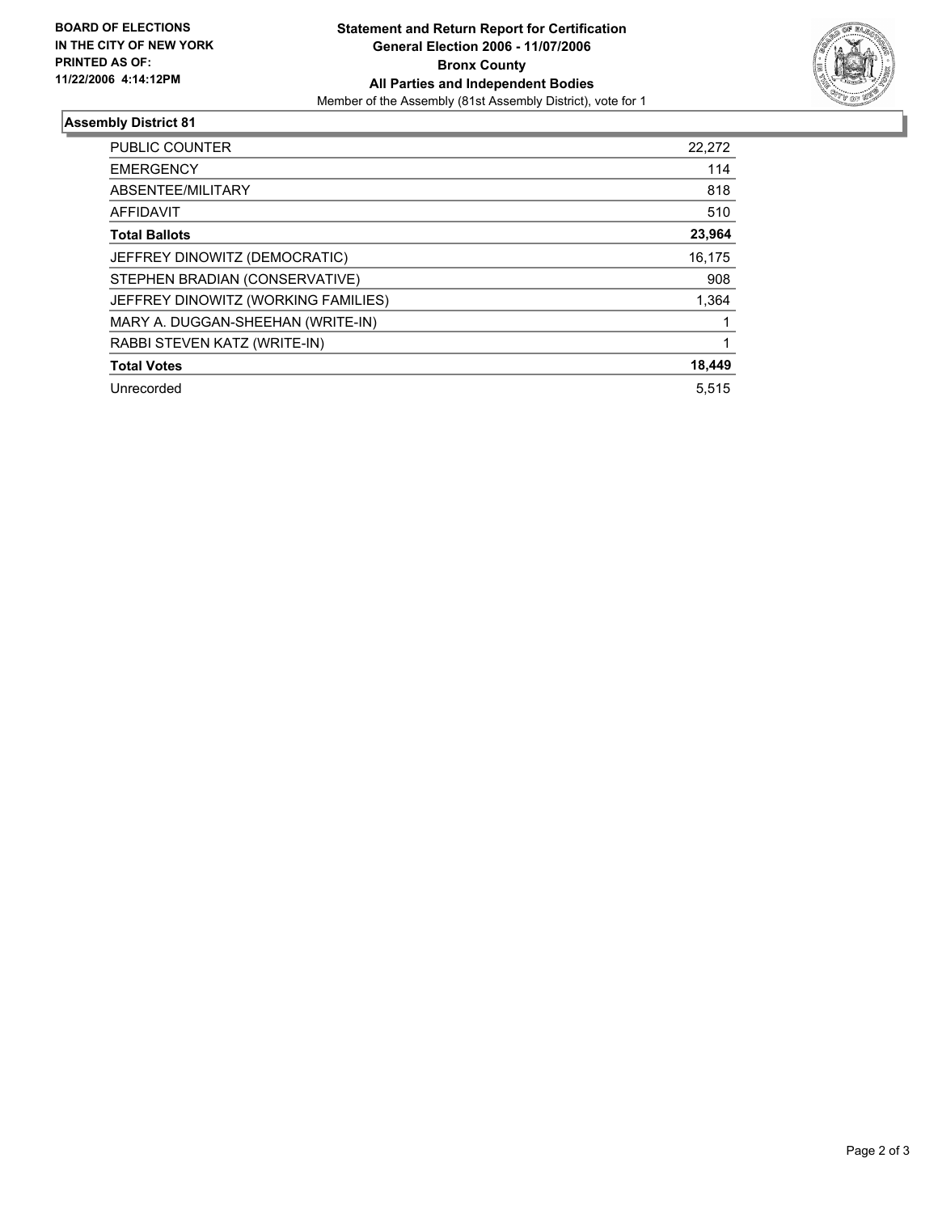**BOARD OF ELECTIONS IN THE CITY OF NEW YORK PRINTED AS OF: 11/22/2006 4:14:12PM**

# Statement and Return Report for Certification
## General Election 2006 - 11/07/2006
## Bronx County
## All Parties and Independent Bodies

Member of the Assembly (81st Assembly District), vote for 1

### Assembly District 81

| | |
|---|---|
| PUBLIC COUNTER | 22,272 |
| EMERGENCY | 114 |
| ABSENTEE/MILITARY | 818 |
| AFFIDAVIT | 510 |
| **Total Ballots** | **23,964** |
| JEFFREY DINOWITZ (DEMOCRATIC) | 16,175 |
| STEPHEN BRADIAN (CONSERVATIVE) | 908 |
| JEFFREY DINOWITZ (WORKING FAMILIES) | 1,364 |
| MARY A. DUGGAN-SHEEHAN (WRITE-IN) | 1 |
| RABBI STEVEN KATZ (WRITE-IN) | 1 |
| **Total Votes** | **18,449** |
| Unrecorded | 5,515 |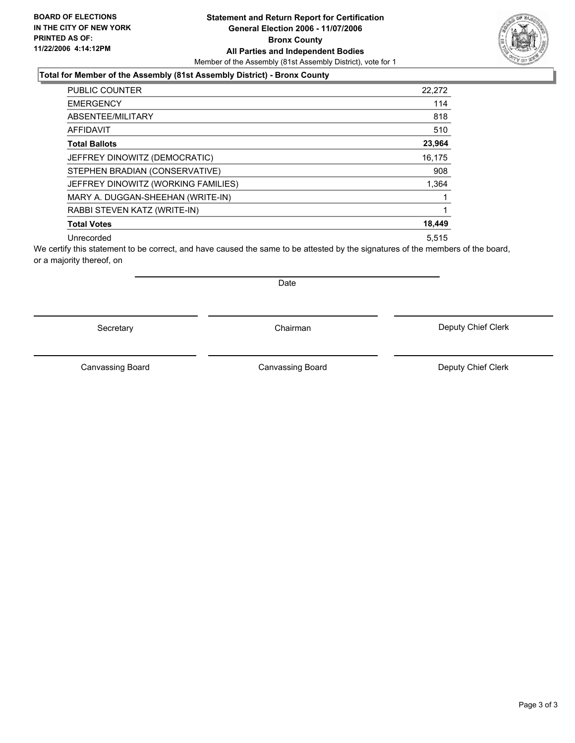**BOARD OF ELECTIONS IN THE CITY OF NEW YORK PRINTED AS OF: 11/22/2006 4:14:12PM**

**Statement and Return Report for Certification General Election 2006 - 11/07/2006 Bronx County All Parties and Independent Bodies**

Member of the Assembly (81st Assembly District), vote for 1

**Total for Member of the Assembly (81st Assembly District) - Bronx County**

| | |
|---|---|
| PUBLIC COUNTER | 22,272 |
| EMERGENCY | 114 |
| ABSENTEE/MILITARY | 818 |
| AFFIDAVIT | 510 |
| **Total Ballots** | **23,964** |
| JEFFREY DINOWITZ (DEMOCRATIC) | 16,175 |
| STEPHEN BRADIAN (CONSERVATIVE) | 908 |
| JEFFREY DINOWITZ (WORKING FAMILIES) | 1,364 |
| MARY A. DUGGAN-SHEEHAN (WRITE-IN) | 1 |
| RABBI STEVEN KATZ (WRITE-IN) | 1 |
| **Total Votes** | **18,449** |
| Unrecorded | 5,515 |

We certify this statement to be correct, and have caused the same to be attested by the signatures of the members of the board, or a majority thereof, on

Date

Secretary

Chairman

Deputy Chief Clerk

Canvassing Board

Canvassing Board

Deputy Chief Clerk